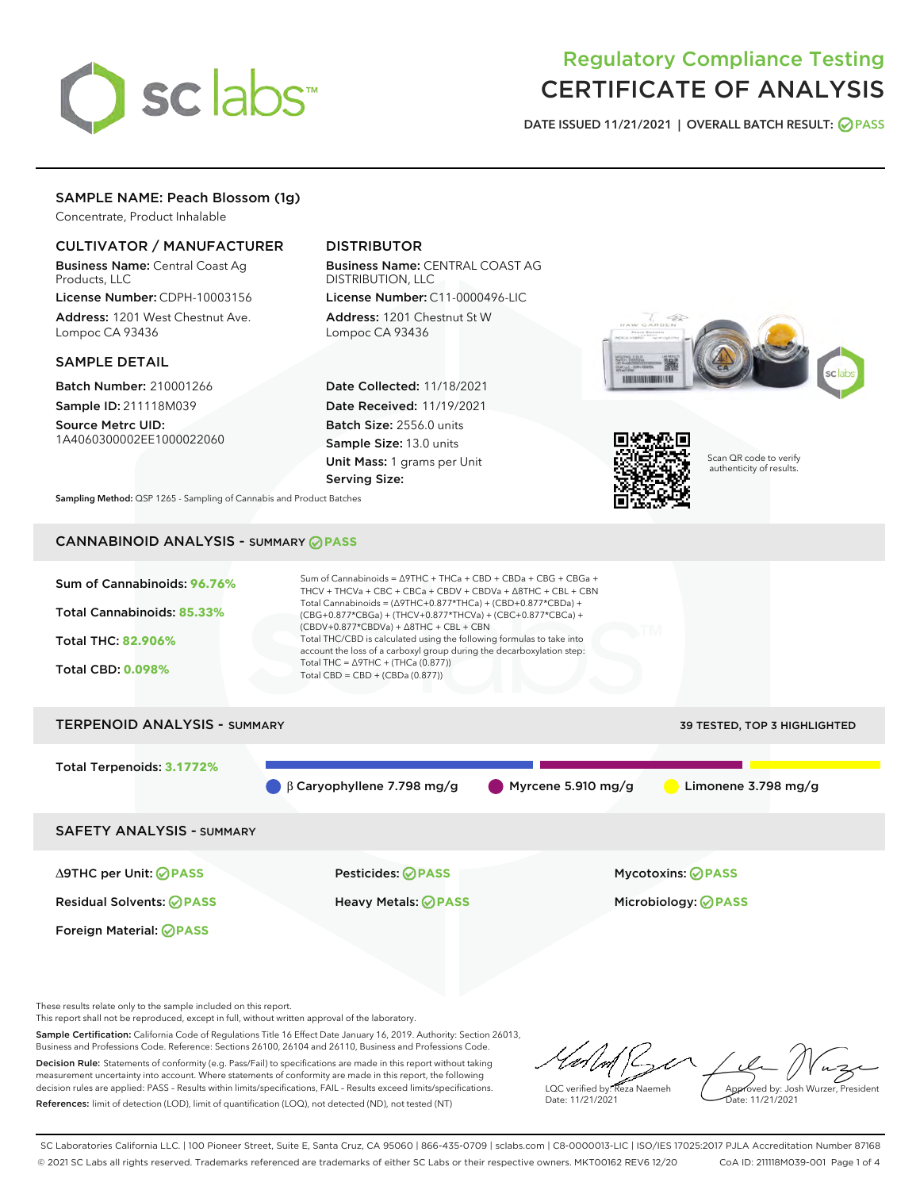# Regulatory Compliance Testing
# CERTIFICATE OF ANALYSIS

DATE ISSUED 11/21/2021 | OVERALL BATCH RESULT: PASS

## SAMPLE NAME: Peach Blossom (1g)

Concentrate, Product Inhalable

### CULTIVATOR / MANUFACTURER

**Business Name:** Central Coast Ag Products, LLC

**License Number:** CDPH-10003156

**Address:** 1201 West Chestnut Ave. Lompoc CA 93436

### DISTRIBUTOR

**Business Name:** CENTRAL COAST AG DISTRIBUTION, LLC

**License Number:** C11-0000496-LIC

**Address:** 1201 Chestnut St W Lompoc CA 93436

### SAMPLE DETAIL

**Batch Number:** 210001266

**Sample ID:** 211118M039

**Source Metrc UID:** 1A4060300002EE1000022060

**Date Collected:** 11/18/2021

**Date Received:** 11/19/2021

**Batch Size:** 2556.0 units

**Sample Size:** 13.0 units

**Unit Mass:** 1 grams per Unit

**Serving Size:**

Scan QR code to verify authenticity of results.

**Sampling Method:** QSP 1265 - Sampling of Cannabis and Product Batches

## CANNABINOID ANALYSIS - SUMMARY PASS

Sum of Cannabinoids: **96.76%**

Total Cannabinoids: **85.33%**

Total THC: **82.906%**

Total CBD: **0.098%**

Sum of Cannabinoids = Δ9THC + THCa + CBD + CBDa + CBG + CBGa + THCV + THCVa + CBC + CBCa + CBDV + CBDVa + Δ8THC + CBL + CBN

Total Cannabinoids = (Δ9THC+0.877*THCa) + (CBD+0.877*CBDa) + (CBG+0.877*CBGa) + (THCV+0.877*THCVa) + (CBC+0.877*CBCa) + (CBDV+0.877*CBDVa) + Δ8THC + CBL + CBN

Total THC/CBD is calculated using the following formulas to take into account the loss of a carboxyl group during the decarboxylation step:

Total THC = Δ9THC + (THCa (0.877))

Total CBD = CBD + (CBDa (0.877))

## TERPENOID ANALYSIS - SUMMARY

39 TESTED, TOP 3 HIGHLIGHTED

Total Terpenoids: **3.1772%**

β Caryophyllene 7.798 mg/g | Myrcene 5.910 mg/g | Limonene 3.798 mg/g

## SAFETY ANALYSIS - SUMMARY

| | | |
|---|---|---|
| Δ9THC per Unit: PASS | Pesticides: PASS | Mycotoxins: PASS |
| Residual Solvents: PASS | Heavy Metals: PASS | Microbiology: PASS |
| Foreign Material: PASS | | |

These results relate only to the sample included on this report.
This report shall not be reproduced, except in full, without written approval of the laboratory.

**Sample Certification:** California Code of Regulations Title 16 Effect Date January 16, 2019. Authority: Section 26013, Business and Professions Code. Reference: Sections 26100, 26104 and 26110, Business and Professions Code.

**Decision Rule:** Statements of conformity (e.g. Pass/Fail) to specifications are made in this report without taking measurement uncertainty into account. Where statements of conformity are made in this report, the following decision rules are applied: PASS – Results within limits/specifications, FAIL – Results exceed limits/specifications.

**References:** limit of detection (LOD), limit of quantification (LOQ), not detected (ND), not tested (NT)

LQC verified by: Reza Naemeh
Date: 11/21/2021

Approved by: Josh Wurzer, President
Date: 11/21/2021

SC Laboratories California LLC. | 100 Pioneer Street, Suite E, Santa Cruz, CA 95060 | 866-435-0709 | sclabs.com | C8-0000013-LIC | ISO/IES 17025:2017 PJLA Accreditation Number 87168
© 2021 SC Labs all rights reserved. Trademarks referenced are trademarks of either SC Labs or their respective owners. MKT00162 REV6 12/20 CoA ID: 211118M039-001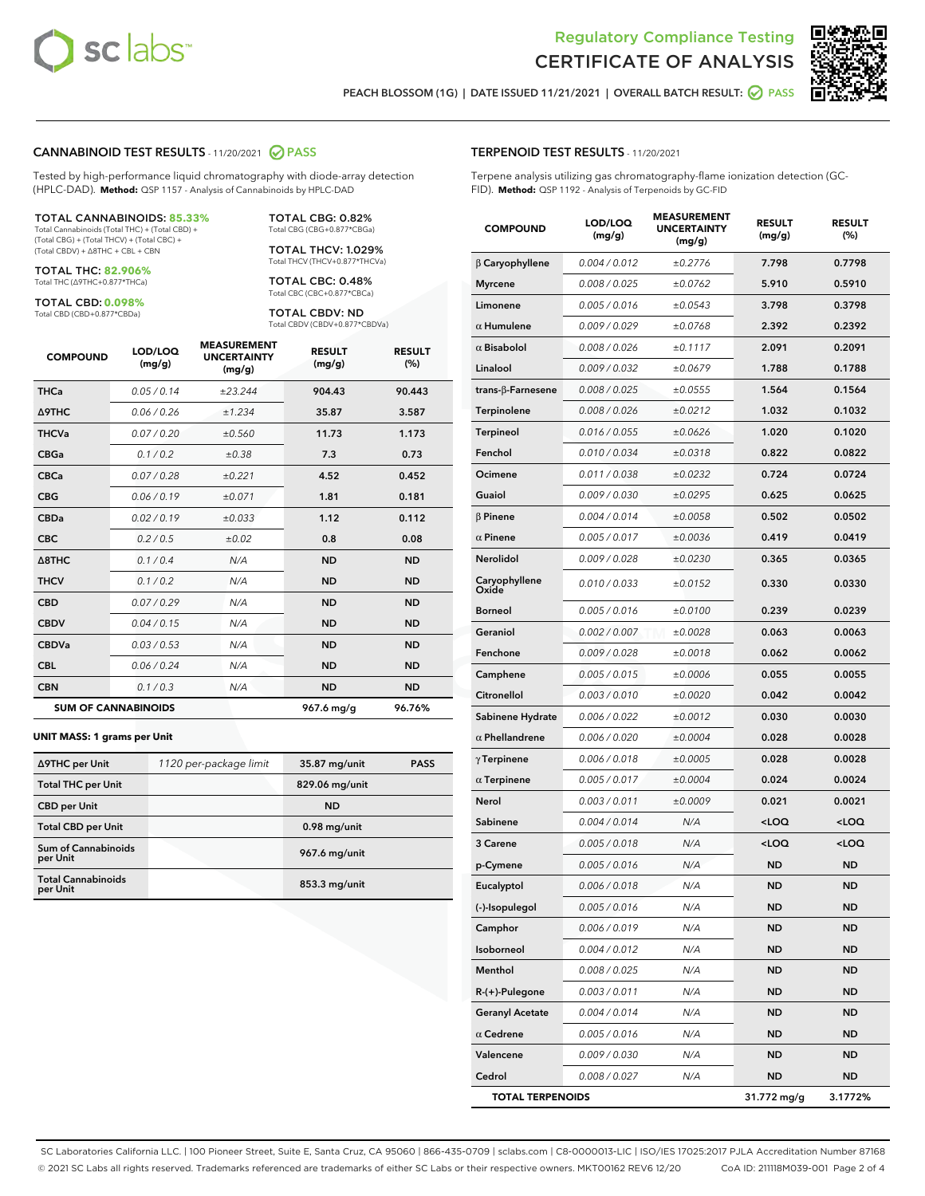Regulatory Compliance Testing
CERTIFICATE OF ANALYSIS

PEACH BLOSSOM (1G) | DATE ISSUED 11/21/2021 | OVERALL BATCH RESULT: PASS

## CANNABINOID TEST RESULTS - 11/20/2021 PASS

Tested by high-performance liquid chromatography with diode-array detection (HPLC-DAD). **Method:** QSP 1157 - Analysis of Cannabinoids by HPLC-DAD

**TOTAL CANNABINOIDS: 85.33%**
Total Cannabinoids (Total THC) + (Total CBD) + (Total CBG) + (Total THCV) + (Total CBC) + (Total CBDV) + Δ8THC + CBL + CBN

**TOTAL THC: 82.906%**
Total THC (Δ9THC+0.877*THCa)

**TOTAL CBD: 0.098%**
Total CBD (CBD+0.877*CBDa)

**TOTAL CBG: 0.82%**
Total CBG (CBG+0.877*CBGa)

**TOTAL THCV: 1.029%**
Total THCV (THCV+0.877*THCVa)

**TOTAL CBC: 0.48%**
Total CBC (CBC+0.877*CBCa)

**TOTAL CBDV: ND**
Total CBDV (CBDV+0.877*CBDVa)

| COMPOUND | LOD/LOQ (mg/g) | MEASUREMENT UNCERTAINTY (mg/g) | RESULT (mg/g) | RESULT (%) |
|---|---|---|---|---|
| THCa | 0.05 / 0.14 | ±23.244 | 904.43 | 90.443 |
| Δ9THC | 0.06 / 0.26 | ±1.234 | 35.87 | 3.587 |
| THCVa | 0.07 / 0.20 | ±0.560 | 11.73 | 1.173 |
| CBGa | 0.1 / 0.2 | ±0.38 | 7.3 | 0.73 |
| CBCa | 0.07 / 0.28 | ±0.221 | 4.52 | 0.452 |
| CBG | 0.06 / 0.19 | ±0.071 | 1.81 | 0.181 |
| CBDa | 0.02 / 0.19 | ±0.033 | 1.12 | 0.112 |
| CBC | 0.2 / 0.5 | ±0.02 | 0.8 | 0.08 |
| Δ8THC | 0.1 / 0.4 | N/A | ND | ND |
| THCV | 0.1 / 0.2 | N/A | ND | ND |
| CBD | 0.07 / 0.29 | N/A | ND | ND |
| CBDV | 0.04 / 0.15 | N/A | ND | ND |
| CBDVa | 0.03 / 0.53 | N/A | ND | ND |
| CBL | 0.06 / 0.24 | N/A | ND | ND |
| CBN | 0.1 / 0.3 | N/A | ND | ND |
| **SUM OF CANNABINOIDS** | | | **967.6 mg/g** | **96.76%** |

**UNIT MASS: 1 grams per Unit**

| | | | |
|---|---|---|---|
| Δ9THC per Unit | 1120 per-package limit | 35.87 mg/unit | PASS |
| Total THC per Unit | | 829.06 mg/unit | |
| CBD per Unit | | ND | |
| Total CBD per Unit | | 0.98 mg/unit | |
| Sum of Cannabinoids per Unit | | 967.6 mg/unit | |
| Total Cannabinoids per Unit | | 853.3 mg/unit | |

## TERPENOID TEST RESULTS - 11/20/2021

Terpene analysis utilizing gas chromatography-flame ionization detection (GC-FID). **Method:** QSP 1192 - Analysis of Terpenoids by GC-FID

| COMPOUND | LOD/LOQ (mg/g) | MEASUREMENT UNCERTAINTY (mg/g) | RESULT (mg/g) | RESULT (%) |
|---|---|---|---|---|
| β Caryophyllene | 0.004 / 0.012 | ±0.2776 | 7.798 | 0.7798 |
| Myrcene | 0.008 / 0.025 | ±0.0762 | 5.910 | 0.5910 |
| Limonene | 0.005 / 0.016 | ±0.0543 | 3.798 | 0.3798 |
| α Humulene | 0.009 / 0.029 | ±0.0768 | 2.392 | 0.2392 |
| α Bisabolol | 0.008 / 0.026 | ±0.1117 | 2.091 | 0.2091 |
| Linalool | 0.009 / 0.032 | ±0.0679 | 1.788 | 0.1788 |
| trans-β-Farnesene | 0.008 / 0.025 | ±0.0555 | 1.564 | 0.1564 |
| Terpinolene | 0.008 / 0.026 | ±0.0212 | 1.032 | 0.1032 |
| Terpineol | 0.016 / 0.055 | ±0.0626 | 1.020 | 0.1020 |
| Fenchol | 0.010 / 0.034 | ±0.0318 | 0.822 | 0.0822 |
| Ocimene | 0.011 / 0.038 | ±0.0232 | 0.724 | 0.0724 |
| Guaiol | 0.009 / 0.030 | ±0.0295 | 0.625 | 0.0625 |
| β Pinene | 0.004 / 0.014 | ±0.0058 | 0.502 | 0.0502 |
| α Pinene | 0.005 / 0.017 | ±0.0036 | 0.419 | 0.0419 |
| Nerolidol | 0.009 / 0.028 | ±0.0230 | 0.365 | 0.0365 |
| Caryophyllene Oxide | 0.010 / 0.033 | ±0.0152 | 0.330 | 0.0330 |
| Borneol | 0.005 / 0.016 | ±0.0100 | 0.239 | 0.0239 |
| Geraniol | 0.002 / 0.007 | ±0.0028 | 0.063 | 0.0063 |
| Fenchone | 0.009 / 0.028 | ±0.0018 | 0.062 | 0.0062 |
| Camphene | 0.005 / 0.015 | ±0.0006 | 0.055 | 0.0055 |
| Citronellol | 0.003 / 0.010 | ±0.0020 | 0.042 | 0.0042 |
| Sabinene Hydrate | 0.006 / 0.022 | ±0.0012 | 0.030 | 0.0030 |
| α Phellandrene | 0.006 / 0.020 | ±0.0004 | 0.028 | 0.0028 |
| γ Terpinene | 0.006 / 0.018 | ±0.0005 | 0.028 | 0.0028 |
| α Terpinene | 0.005 / 0.017 | ±0.0004 | 0.024 | 0.0024 |
| Nerol | 0.003 / 0.011 | ±0.0009 | 0.021 | 0.0021 |
| Sabinene | 0.004 / 0.014 | N/A | <LOQ | <LOQ |
| 3 Carene | 0.005 / 0.018 | N/A | <LOQ | <LOQ |
| p-Cymene | 0.005 / 0.016 | N/A | ND | ND |
| Eucalyptol | 0.006 / 0.018 | N/A | ND | ND |
| (-)-Isopulegol | 0.005 / 0.016 | N/A | ND | ND |
| Camphor | 0.006 / 0.019 | N/A | ND | ND |
| Isoborneol | 0.004 / 0.012 | N/A | ND | ND |
| Menthol | 0.008 / 0.025 | N/A | ND | ND |
| R-(+)-Pulegone | 0.003 / 0.011 | N/A | ND | ND |
| Geranyl Acetate | 0.004 / 0.014 | N/A | ND | ND |
| α Cedrene | 0.005 / 0.016 | N/A | ND | ND |
| Valencene | 0.009 / 0.030 | N/A | ND | ND |
| Cedrol | 0.008 / 0.027 | N/A | ND | ND |
| **TOTAL TERPENOIDS** | | | **31.772 mg/g** | **3.1772%** |

SC Laboratories California LLC. | 100 Pioneer Street, Suite E, Santa Cruz, CA 95060 | 866-435-0709 | sclabs.com | C8-0000013-LIC | ISO/IES 17025:2017 PJLA Accreditation Number 87168
© 2021 SC Labs all rights reserved. Trademarks referenced are trademarks of either SC Labs or their respective owners. MKT00162 REV6 12/20 CoA ID: 211118M039-001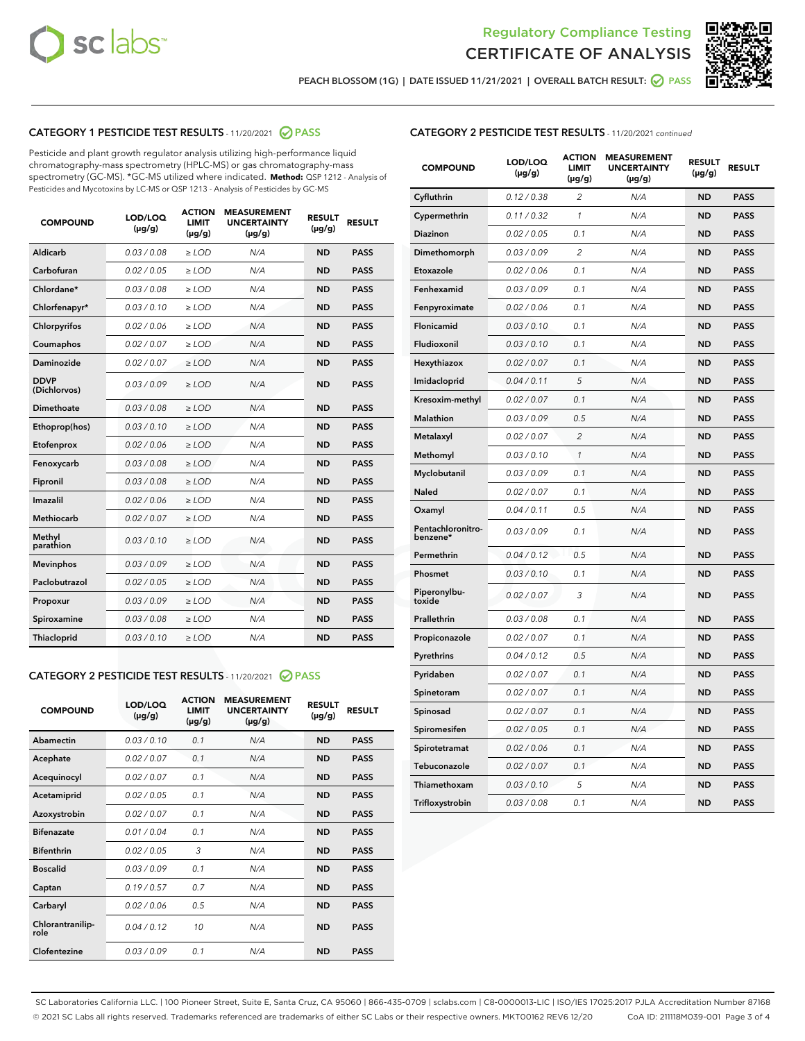Regulatory Compliance Testing

# CERTIFICATE OF ANALYSIS

PEACH BLOSSOM (1G) | DATE ISSUED 11/21/2021 | OVERALL BATCH RESULT: PASS

## CATEGORY 1 PESTICIDE TEST RESULTS - 11/20/2021 PASS

Pesticide and plant growth regulator analysis utilizing high-performance liquid chromatography-mass spectrometry (HPLC-MS) or gas chromatography-mass spectrometry (GC-MS). *GC-MS utilized where indicated. **Method:** QSP 1212 - Analysis of Pesticides and Mycotoxins by LC-MS or QSP 1213 - Analysis of Pesticides by GC-MS

| COMPOUND | LOD/LOQ (µg/g) | ACTION LIMIT (µg/g) | MEASUREMENT UNCERTAINTY (µg/g) | RESULT (µg/g) | RESULT |
|---|---|---|---|---|---|
| Aldicarb | 0.03 / 0.08 | ≥ LOD | N/A | ND | PASS |
| Carbofuran | 0.02 / 0.05 | ≥ LOD | N/A | ND | PASS |
| Chlordane* | 0.03 / 0.08 | ≥ LOD | N/A | ND | PASS |
| Chlorfenapyr* | 0.03 / 0.10 | ≥ LOD | N/A | ND | PASS |
| Chlorpyrifos | 0.02 / 0.06 | ≥ LOD | N/A | ND | PASS |
| Coumaphos | 0.02 / 0.07 | ≥ LOD | N/A | ND | PASS |
| Daminozide | 0.02 / 0.07 | ≥ LOD | N/A | ND | PASS |
| DDVP (Dichlorvos) | 0.03 / 0.09 | ≥ LOD | N/A | ND | PASS |
| Dimethoate | 0.03 / 0.08 | ≥ LOD | N/A | ND | PASS |
| Ethoprop(hos) | 0.03 / 0.10 | ≥ LOD | N/A | ND | PASS |
| Etofenprox | 0.02 / 0.06 | ≥ LOD | N/A | ND | PASS |
| Fenoxycarb | 0.03 / 0.08 | ≥ LOD | N/A | ND | PASS |
| Fipronil | 0.03 / 0.08 | ≥ LOD | N/A | ND | PASS |
| Imazalil | 0.02 / 0.06 | ≥ LOD | N/A | ND | PASS |
| Methiocarb | 0.02 / 0.07 | ≥ LOD | N/A | ND | PASS |
| Methyl parathion | 0.03 / 0.10 | ≥ LOD | N/A | ND | PASS |
| Mevinphos | 0.03 / 0.09 | ≥ LOD | N/A | ND | PASS |
| Paclobutrazol | 0.02 / 0.05 | ≥ LOD | N/A | ND | PASS |
| Propoxur | 0.03 / 0.09 | ≥ LOD | N/A | ND | PASS |
| Spiroxamine | 0.03 / 0.08 | ≥ LOD | N/A | ND | PASS |
| Thiacloprid | 0.03 / 0.10 | ≥ LOD | N/A | ND | PASS |

## CATEGORY 2 PESTICIDE TEST RESULTS - 11/20/2021 PASS

| COMPOUND | LOD/LOQ (µg/g) | ACTION LIMIT (µg/g) | MEASUREMENT UNCERTAINTY (µg/g) | RESULT (µg/g) | RESULT |
|---|---|---|---|---|---|
| Abamectin | 0.03 / 0.10 | 0.1 | N/A | ND | PASS |
| Acephate | 0.02 / 0.07 | 0.1 | N/A | ND | PASS |
| Acequinocyl | 0.02 / 0.07 | 0.1 | N/A | ND | PASS |
| Acetamiprid | 0.02 / 0.05 | 0.1 | N/A | ND | PASS |
| Azoxystrobin | 0.02 / 0.07 | 0.1 | N/A | ND | PASS |
| Bifenazate | 0.01 / 0.04 | 0.1 | N/A | ND | PASS |
| Bifenthrin | 0.02 / 0.05 | 3 | N/A | ND | PASS |
| Boscalid | 0.03 / 0.09 | 0.1 | N/A | ND | PASS |
| Captan | 0.19 / 0.57 | 0.7 | N/A | ND | PASS |
| Carbaryl | 0.02 / 0.06 | 0.5 | N/A | ND | PASS |
| Chlorantraniliprole | 0.04 / 0.12 | 10 | N/A | ND | PASS |
| Clofentezine | 0.03 / 0.09 | 0.1 | N/A | ND | PASS |
| Cyfluthrin | 0.12 / 0.38 | 2 | N/A | ND | PASS |
| Cypermethrin | 0.11 / 0.32 | 1 | N/A | ND | PASS |
| Diazinon | 0.02 / 0.05 | 0.1 | N/A | ND | PASS |
| Dimethomorph | 0.03 / 0.09 | 2 | N/A | ND | PASS |
| Etoxazole | 0.02 / 0.06 | 0.1 | N/A | ND | PASS |
| Fenhexamid | 0.03 / 0.09 | 0.1 | N/A | ND | PASS |
| Fenpyroximate | 0.02 / 0.06 | 0.1 | N/A | ND | PASS |
| Flonicamid | 0.03 / 0.10 | 0.1 | N/A | ND | PASS |
| Fludioxonil | 0.03 / 0.10 | 0.1 | N/A | ND | PASS |
| Hexythiazox | 0.02 / 0.07 | 0.1 | N/A | ND | PASS |
| Imidacloprid | 0.04 / 0.11 | 5 | N/A | ND | PASS |
| Kresoxim-methyl | 0.02 / 0.07 | 0.1 | N/A | ND | PASS |
| Malathion | 0.03 / 0.09 | 0.5 | N/A | ND | PASS |
| Metalaxyl | 0.02 / 0.07 | 2 | N/A | ND | PASS |
| Methomyl | 0.03 / 0.10 | 1 | N/A | ND | PASS |
| Myclobutanil | 0.03 / 0.09 | 0.1 | N/A | ND | PASS |
| Naled | 0.02 / 0.07 | 0.1 | N/A | ND | PASS |
| Oxamyl | 0.04 / 0.11 | 0.5 | N/A | ND | PASS |
| Pentachloronitrobenzene* | 0.03 / 0.09 | 0.1 | N/A | ND | PASS |
| Permethrin | 0.04 / 0.12 | 0.5 | N/A | ND | PASS |
| Phosmet | 0.03 / 0.10 | 0.1 | N/A | ND | PASS |
| Piperonylbutoxide | 0.02 / 0.07 | 3 | N/A | ND | PASS |
| Prallethrin | 0.03 / 0.08 | 0.1 | N/A | ND | PASS |
| Propiconazole | 0.02 / 0.07 | 0.1 | N/A | ND | PASS |
| Pyrethrins | 0.04 / 0.12 | 0.5 | N/A | ND | PASS |
| Pyridaben | 0.02 / 0.07 | 0.1 | N/A | ND | PASS |
| Spinetoram | 0.02 / 0.07 | 0.1 | N/A | ND | PASS |
| Spinosad | 0.02 / 0.07 | 0.1 | N/A | ND | PASS |
| Spiromesifen | 0.02 / 0.05 | 0.1 | N/A | ND | PASS |
| Spirotetramat | 0.02 / 0.06 | 0.1 | N/A | ND | PASS |
| Tebuconazole | 0.02 / 0.07 | 0.1 | N/A | ND | PASS |
| Thiamethoxam | 0.03 / 0.10 | 5 | N/A | ND | PASS |
| Trifloxystrobin | 0.03 / 0.08 | 0.1 | N/A | ND | PASS |

SC Laboratories California LLC. | 100 Pioneer Street, Suite E, Santa Cruz, CA 95060 | 866-435-0709 | sclabs.com | C8-0000013-LIC | ISO/IES 17025:2017 PJLA Accreditation Number 87168
© 2021 SC Labs all rights reserved. Trademarks referenced are trademarks of either SC Labs or their respective owners. MKT00162 REV6 12/20 CoA ID: 211118M039-001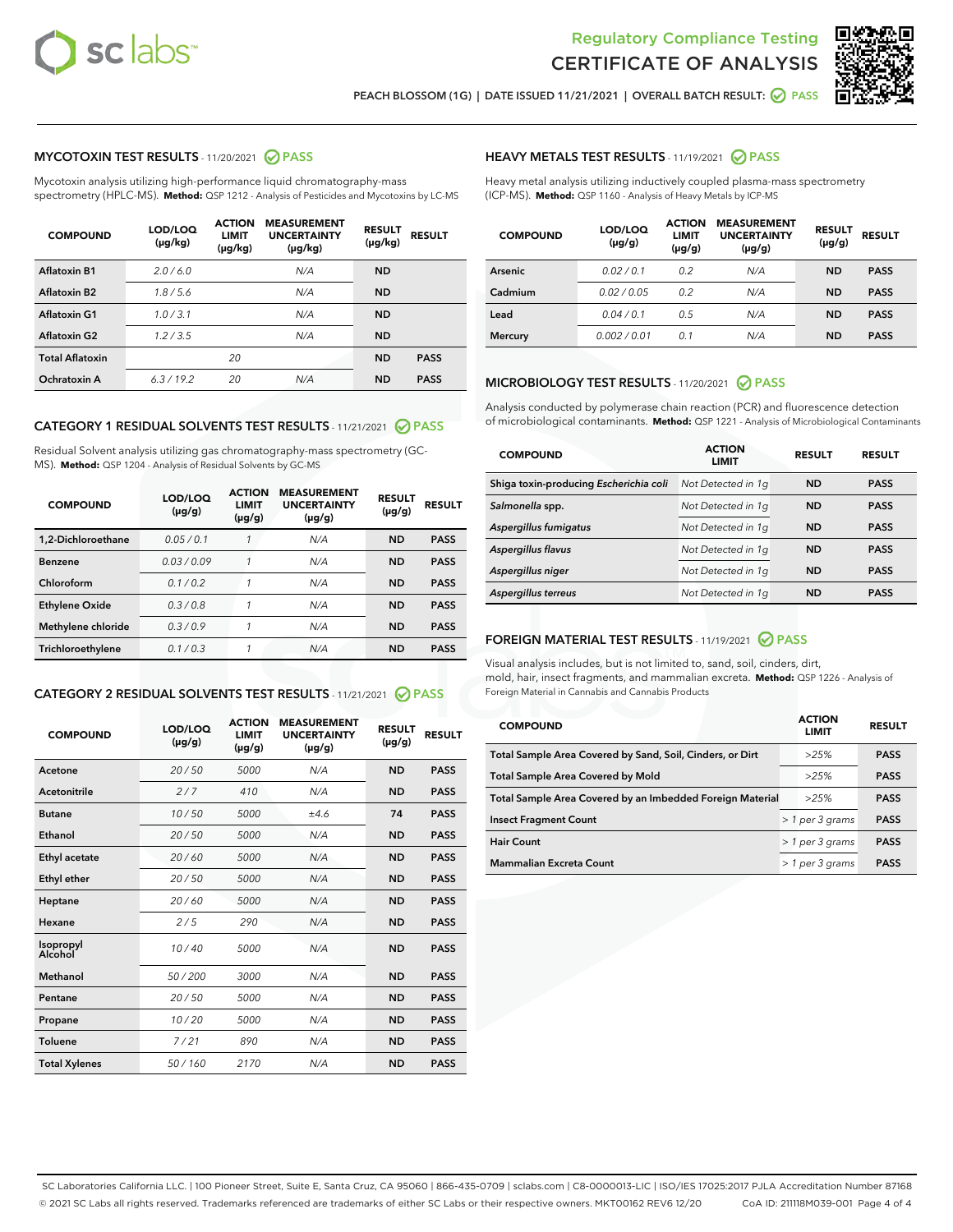Regulatory Compliance Testing
# CERTIFICATE OF ANALYSIS

PEACH BLOSSOM (1G) | DATE ISSUED 11/21/2021 | OVERALL BATCH RESULT: PASS

## MYCOTOXIN TEST RESULTS - 11/20/2021 PASS

Mycotoxin analysis utilizing high-performance liquid chromatography-mass spectrometry (HPLC-MS). **Method:** QSP 1212 - Analysis of Pesticides and Mycotoxins by LC-MS

| COMPOUND | LOD/LOQ (µg/kg) | ACTION LIMIT (µg/kg) | MEASUREMENT UNCERTAINTY (µg/kg) | RESULT (µg/kg) | RESULT |
|---|---|---|---|---|---|
| Aflatoxin B1 | 2.0 / 6.0 | | N/A | ND | |
| Aflatoxin B2 | 1.8 / 5.6 | | N/A | ND | |
| Aflatoxin G1 | 1.0 / 3.1 | | N/A | ND | |
| Aflatoxin G2 | 1.2 / 3.5 | | N/A | ND | |
| Total Aflatoxin | | 20 | | ND | PASS |
| Ochratoxin A | 6.3 / 19.2 | 20 | N/A | ND | PASS |

## CATEGORY 1 RESIDUAL SOLVENTS TEST RESULTS - 11/21/2021 PASS

Residual Solvent analysis utilizing gas chromatography-mass spectrometry (GC-MS). **Method:** QSP 1204 - Analysis of Residual Solvents by GC-MS

| COMPOUND | LOD/LOQ (µg/g) | ACTION LIMIT (µg/g) | MEASUREMENT UNCERTAINTY (µg/g) | RESULT (µg/g) | RESULT |
|---|---|---|---|---|---|
| 1,2-Dichloroethane | 0.05 / 0.1 | 1 | N/A | ND | PASS |
| Benzene | 0.03 / 0.09 | 1 | N/A | ND | PASS |
| Chloroform | 0.1 / 0.2 | 1 | N/A | ND | PASS |
| Ethylene Oxide | 0.3 / 0.8 | 1 | N/A | ND | PASS |
| Methylene chloride | 0.3 / 0.9 | 1 | N/A | ND | PASS |
| Trichloroethylene | 0.1 / 0.3 | 1 | N/A | ND | PASS |

## CATEGORY 2 RESIDUAL SOLVENTS TEST RESULTS - 11/21/2021 PASS

| COMPOUND | LOD/LOQ (µg/g) | ACTION LIMIT (µg/g) | MEASUREMENT UNCERTAINTY (µg/g) | RESULT (µg/g) | RESULT |
|---|---|---|---|---|---|
| Acetone | 20 / 50 | 5000 | N/A | ND | PASS |
| Acetonitrile | 2 / 7 | 410 | N/A | ND | PASS |
| Butane | 10 / 50 | 5000 | ±4.6 | 74 | PASS |
| Ethanol | 20 / 50 | 5000 | N/A | ND | PASS |
| Ethyl acetate | 20 / 60 | 5000 | N/A | ND | PASS |
| Ethyl ether | 20 / 50 | 5000 | N/A | ND | PASS |
| Heptane | 20 / 60 | 5000 | N/A | ND | PASS |
| Hexane | 2 / 5 | 290 | N/A | ND | PASS |
| Isopropyl Alcohol | 10 / 40 | 5000 | N/A | ND | PASS |
| Methanol | 50 / 200 | 3000 | N/A | ND | PASS |
| Pentane | 20 / 50 | 5000 | N/A | ND | PASS |
| Propane | 10 / 20 | 5000 | N/A | ND | PASS |
| Toluene | 7 / 21 | 890 | N/A | ND | PASS |
| Total Xylenes | 50 / 160 | 2170 | N/A | ND | PASS |

## HEAVY METALS TEST RESULTS - 11/19/2021 PASS

Heavy metal analysis utilizing inductively coupled plasma-mass spectrometry (ICP-MS). **Method:** QSP 1160 - Analysis of Heavy Metals by ICP-MS

| COMPOUND | LOD/LOQ (µg/g) | ACTION LIMIT (µg/g) | MEASUREMENT UNCERTAINTY (µg/g) | RESULT (µg/g) | RESULT |
|---|---|---|---|---|---|
| Arsenic | 0.02 / 0.1 | 0.2 | N/A | ND | PASS |
| Cadmium | 0.02 / 0.05 | 0.2 | N/A | ND | PASS |
| Lead | 0.04 / 0.1 | 0.5 | N/A | ND | PASS |
| Mercury | 0.002 / 0.01 | 0.1 | N/A | ND | PASS |

## MICROBIOLOGY TEST RESULTS - 11/20/2021 PASS

Analysis conducted by polymerase chain reaction (PCR) and fluorescence detection of microbiological contaminants. **Method:** QSP 1221 - Analysis of Microbiological Contaminants

| COMPOUND | ACTION LIMIT | RESULT | RESULT |
|---|---|---|---|
| Shiga toxin-producing *Escherichia coli* | Not Detected in 1g | ND | PASS |
| *Salmonella* spp. | Not Detected in 1g | ND | PASS |
| *Aspergillus fumigatus* | Not Detected in 1g | ND | PASS |
| *Aspergillus flavus* | Not Detected in 1g | ND | PASS |
| *Aspergillus niger* | Not Detected in 1g | ND | PASS |
| *Aspergillus terreus* | Not Detected in 1g | ND | PASS |

## FOREIGN MATERIAL TEST RESULTS - 11/19/2021 PASS

Visual analysis includes, but is not limited to, sand, soil, cinders, dirt, mold, hair, insect fragments, and mammalian excreta. **Method:** QSP 1226 - Analysis of Foreign Material in Cannabis and Cannabis Products

| COMPOUND | ACTION LIMIT | RESULT |
|---|---|---|
| Total Sample Area Covered by Sand, Soil, Cinders, or Dirt | >25% | PASS |
| Total Sample Area Covered by Mold | >25% | PASS |
| Total Sample Area Covered by an Imbedded Foreign Material | >25% | PASS |
| Insect Fragment Count | > 1 per 3 grams | PASS |
| Hair Count | > 1 per 3 grams | PASS |
| Mammalian Excreta Count | > 1 per 3 grams | PASS |

SC Laboratories California LLC. | 100 Pioneer Street, Suite E, Santa Cruz, CA 95060 | 866-435-0709 | sclabs.com | C8-0000013-LIC | ISO/IES 17025:2017 PJLA Accreditation Number 87168
© 2021 SC Labs all rights reserved. Trademarks referenced are trademarks of either SC Labs or their respective owners. MKT00162 REV6 12/20 CoA ID: 211118M039-001